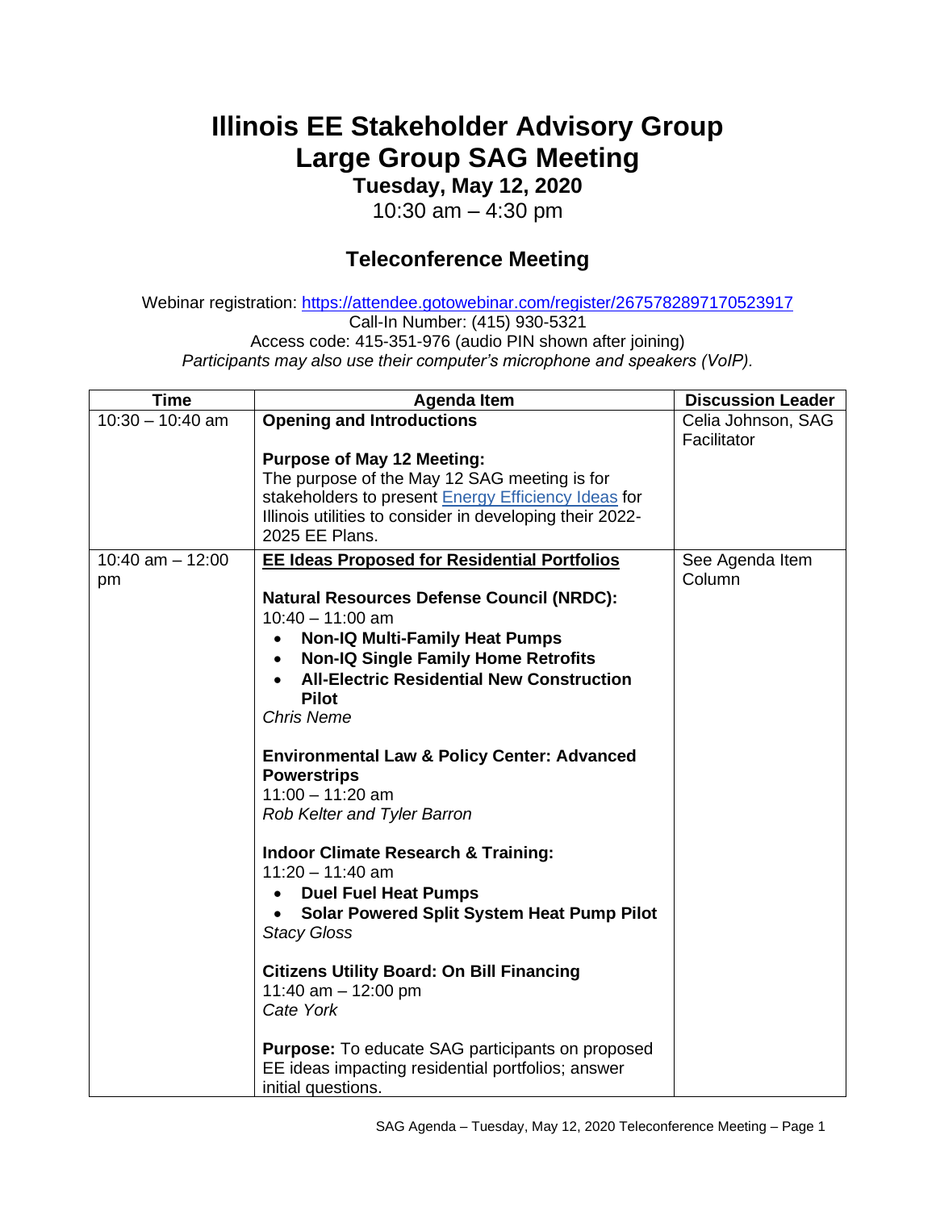# Illinois EE Stakeholder Advisory Group
# Large Group SAG Meeting

**Tuesday, May 12, 2020**

10:30 am – 4:30 pm

## Teleconference Meeting

Webinar registration: https://attendee.gotowebinar.com/register/2675782897170523917
Call-In Number: (415) 930-5321
Access code: 415-351-976 (audio PIN shown after joining)
*Participants may also use their computer's microphone and speakers (VoIP).*

| Time | Agenda Item | Discussion Leader |
|---|---|---|
| 10:30 – 10:40 am | **Opening and Introductions**<br><br>**Purpose of May 12 Meeting:**<br>The purpose of the May 12 SAG meeting is for stakeholders to present Energy Efficiency Ideas for Illinois utilities to consider in developing their 2022-2025 EE Plans. | Celia Johnson, SAG Facilitator |
| 10:40 am – 12:00 pm | **EE Ideas Proposed for Residential Portfolios**<br><br>**Natural Resources Defense Council (NRDC):**<br>10:40 – 11:00 am<br>• **Non-IQ Multi-Family Heat Pumps**<br>• **Non-IQ Single Family Home Retrofits**<br>• **All-Electric Residential New Construction Pilot**<br>*Chris Neme*<br><br>**Environmental Law & Policy Center: Advanced Powerstrips**<br>11:00 – 11:20 am<br>*Rob Kelter and Tyler Barron*<br><br>**Indoor Climate Research & Training:**<br>11:20 – 11:40 am<br>• **Duel Fuel Heat Pumps**<br>• **Solar Powered Split System Heat Pump Pilot**<br>*Stacy Gloss*<br><br>**Citizens Utility Board: On Bill Financing**<br>11:40 am – 12:00 pm<br>*Cate York*<br><br>**Purpose:** To educate SAG participants on proposed EE ideas impacting residential portfolios; answer initial questions. | See Agenda Item Column |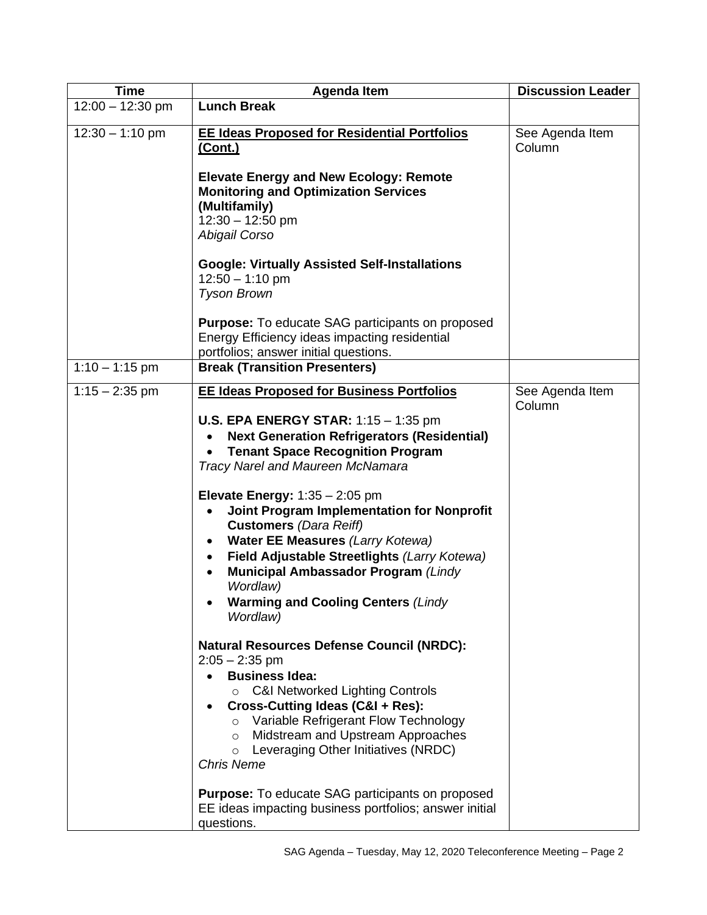| Time | Agenda Item | Discussion Leader |
|---|---|---|
| 12:00 – 12:30 pm | **Lunch Break** | |
| 12:30 – 1:10 pm | **<u>EE Ideas Proposed for Residential Portfolios (Cont.)</u>**<br><br>**Elevate Energy and New Ecology: Remote Monitoring and Optimization Services (Multifamily)**<br>12:30 – 12:50 pm<br>*Abigail Corso*<br><br>**Google: Virtually Assisted Self-Installations**<br>12:50 – 1:10 pm<br>*Tyson Brown*<br><br>**Purpose:** To educate SAG participants on proposed Energy Efficiency ideas impacting residential portfolios; answer initial questions. | See Agenda Item Column |
| 1:10 – 1:15 pm | **Break (Transition Presenters)** | |
| 1:15 – 2:35 pm | **<u>EE Ideas Proposed for Business Portfolios</u>**<br><br>**U.S. EPA ENERGY STAR:** 1:15 – 1:35 pm<br>• **Next Generation Refrigerators (Residential)**<br>• **Tenant Space Recognition Program**<br>*Tracy Narel and Maureen McNamara*<br><br>**Elevate Energy:** 1:35 – 2:05 pm<br>• **Joint Program Implementation for Nonprofit Customers** *(Dara Reiff)*<br>• **Water EE Measures** *(Larry Kotewa)*<br>• **Field Adjustable Streetlights** *(Larry Kotewa)*<br>• **Municipal Ambassador Program** *(Lindy Wordlaw)*<br>• **Warming and Cooling Centers** *(Lindy Wordlaw)*<br><br>**Natural Resources Defense Council (NRDC):** 2:05 – 2:35 pm<br>• **Business Idea:**<br>  ○ C&I Networked Lighting Controls<br>• **Cross-Cutting Ideas (C&I + Res):**<br>  ○ Variable Refrigerant Flow Technology<br>  ○ Midstream and Upstream Approaches<br>  ○ Leveraging Other Initiatives (NRDC)<br>*Chris Neme*<br><br>**Purpose:** To educate SAG participants on proposed EE ideas impacting business portfolios; answer initial questions. | See Agenda Item Column |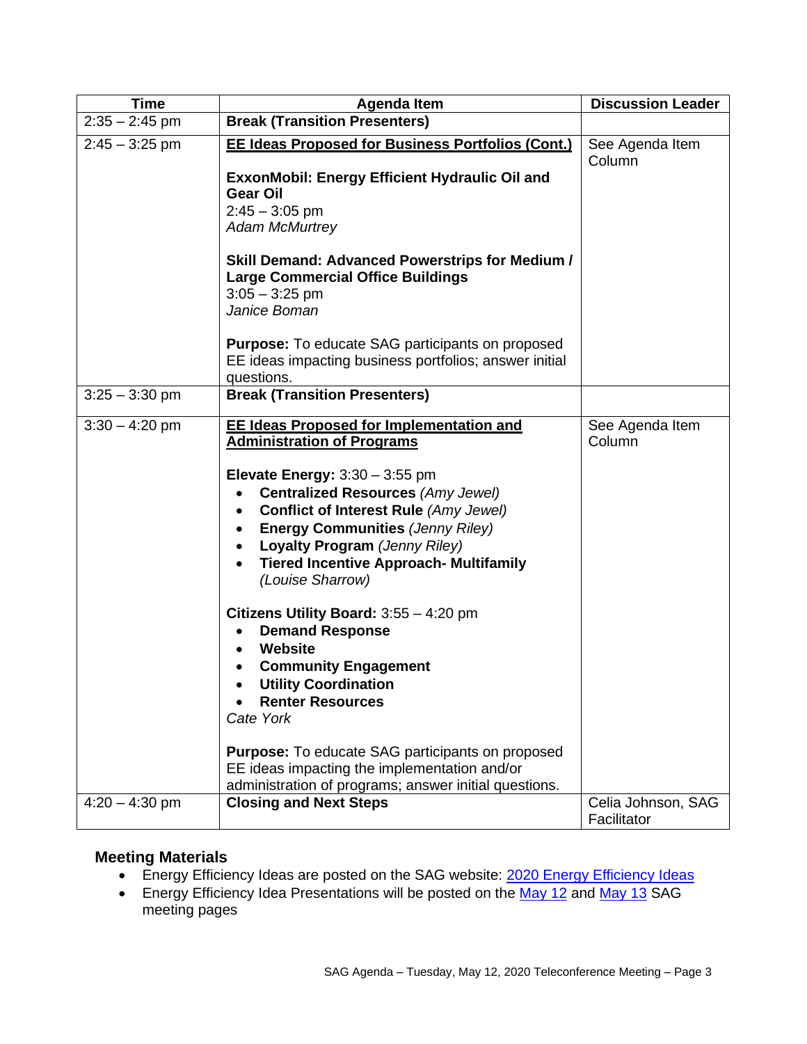| Time | Agenda Item | Discussion Leader |
|---|---|---|
| 2:35 – 2:45 pm | **Break (Transition Presenters)** | |
| 2:45 – 3:25 pm | **EE Ideas Proposed for Business Portfolios (Cont.)**<br><br>**ExxonMobil: Energy Efficient Hydraulic Oil and Gear Oil**<br>2:45 – 3:05 pm<br>*Adam McMurtrey*<br><br>**Skill Demand: Advanced Powerstrips for Medium / Large Commercial Office Buildings**<br>3:05 – 3:25 pm<br>*Janice Boman*<br><br>**Purpose:** To educate SAG participants on proposed EE ideas impacting business portfolios; answer initial questions. | See Agenda Item Column |
| 3:25 – 3:30 pm | **Break (Transition Presenters)** | |
| 3:30 – 4:20 pm | **EE Ideas Proposed for Implementation and Administration of Programs**<br><br>**Elevate Energy:** 3:30 – 3:55 pm<br>• **Centralized Resources** *(Amy Jewel)*<br>• **Conflict of Interest Rule** *(Amy Jewel)*<br>• **Energy Communities** *(Jenny Riley)*<br>• **Loyalty Program** *(Jenny Riley)*<br>• **Tiered Incentive Approach- Multifamily** *(Louise Sharrow)*<br><br>**Citizens Utility Board:** 3:55 – 4:20 pm<br>• **Demand Response**<br>• **Website**<br>• **Community Engagement**<br>• **Utility Coordination**<br>• **Renter Resources**<br>*Cate York*<br><br>**Purpose:** To educate SAG participants on proposed EE ideas impacting the implementation and/or administration of programs; answer initial questions. | See Agenda Item Column |
| 4:20 – 4:30 pm | **Closing and Next Steps** | Celia Johnson, SAG Facilitator |

## Meeting Materials

- Energy Efficiency Ideas are posted on the SAG website: 2020 Energy Efficiency Ideas
- Energy Efficiency Idea Presentations will be posted on the May 12 and May 13 SAG meeting pages